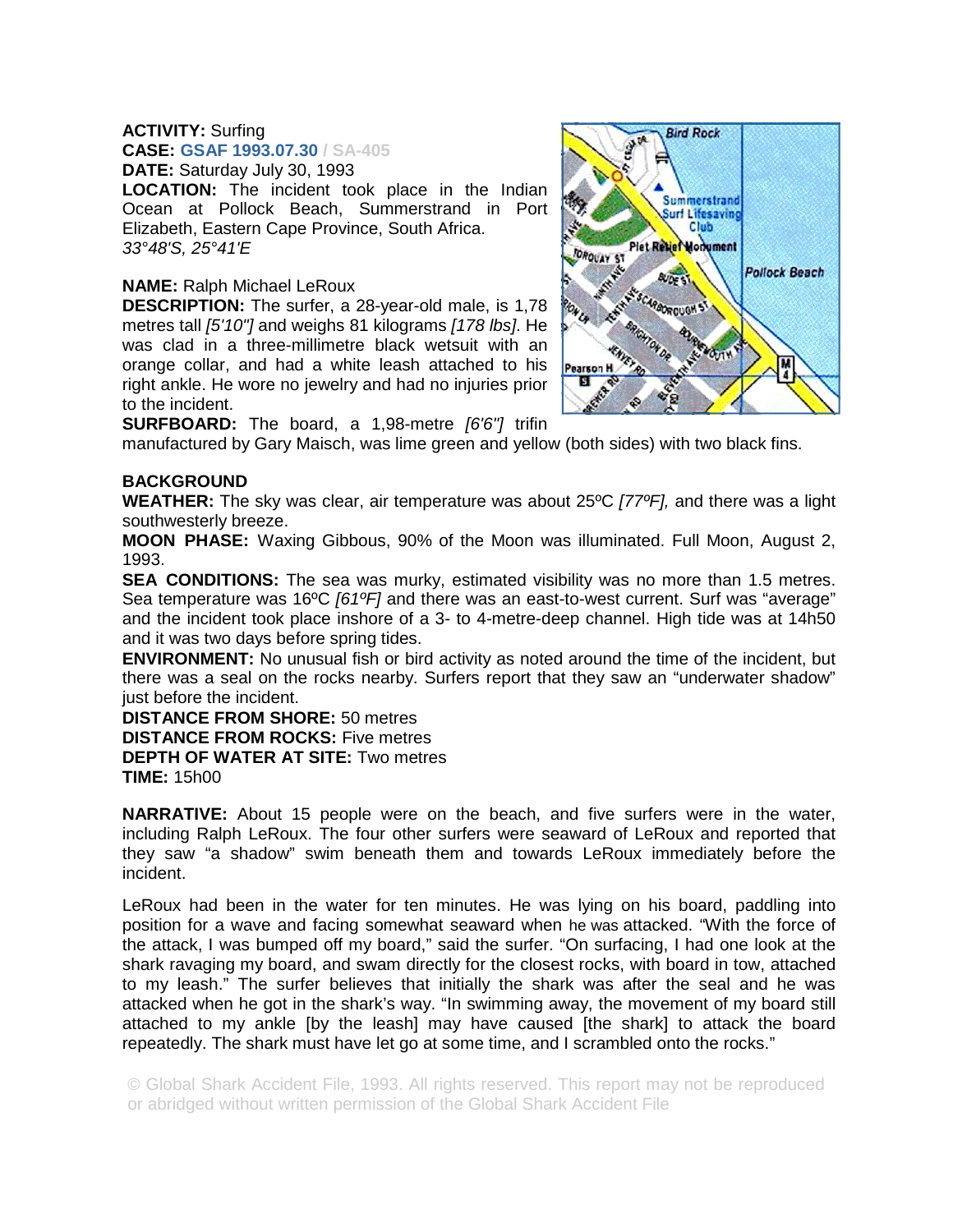**ACTIVITY:** Surfing
**CASE:** GSAF 1993.07.30 / SA-405
**DATE:** Saturday July 30, 1993
**LOCATION:** The incident took place in the Indian Ocean at Pollock Beach, Summerstrand in Port Elizabeth, Eastern Cape Province, South Africa.
*33°48'S, 25°41'E*

**NAME:** Ralph Michael LeRoux
**DESCRIPTION:** The surfer, a 28-year-old male, is 1,78 metres tall *[5'10"]* and weighs 81 kilograms *[178 lbs]*. He was clad in a three-millimetre black wetsuit with an orange collar, and had a white leash attached to his right ankle. He wore no jewelry and had no injuries prior to the incident.
**SURFBOARD:** The board, a 1,98-metre *[6'6"]* trifin manufactured by Gary Maisch, was lime green and yellow (both sides) with two black fins.

**BACKGROUND**
**WEATHER:** The sky was clear, air temperature was about 25ºC *[77ºF],* and there was a light southwesterly breeze.
**MOON PHASE:** Waxing Gibbous, 90% of the Moon was illuminated. Full Moon, August 2, 1993.
**SEA CONDITIONS:** The sea was murky, estimated visibility was no more than 1.5 metres. Sea temperature was 16ºC *[61ºF]* and there was an east-to-west current. Surf was "average" and the incident took place inshore of a 3- to 4-metre-deep channel. High tide was at 14h50 and it was two days before spring tides.
**ENVIRONMENT:** No unusual fish or bird activity as noted around the time of the incident, but there was a seal on the rocks nearby. Surfers report that they saw an "underwater shadow" just before the incident.
**DISTANCE FROM SHORE:** 50 metres
**DISTANCE FROM ROCKS:** Five metres
**DEPTH OF WATER AT SITE:** Two metres
**TIME:** 15h00

**NARRATIVE:** About 15 people were on the beach, and five surfers were in the water, including Ralph LeRoux. The four other surfers were seaward of LeRoux and reported that they saw "a shadow" swim beneath them and towards LeRoux immediately before the incident.

LeRoux had been in the water for ten minutes. He was lying on his board, paddling into position for a wave and facing somewhat seaward when he was attacked. "With the force of the attack, I was bumped off my board," said the surfer. "On surfacing, I had one look at the shark ravaging my board, and swam directly for the closest rocks, with board in tow, attached to my leash." The surfer believes that initially the shark was after the seal and he was attacked when he got in the shark's way. "In swimming away, the movement of my board still attached to my ankle [by the leash] may have caused [the shark] to attack the board repeatedly. The shark must have let go at some time, and I scrambled onto the rocks."

© Global Shark Accident File, 1993. All rights reserved. This report may not be reproduced or abridged without written permission of the Global Shark Accident File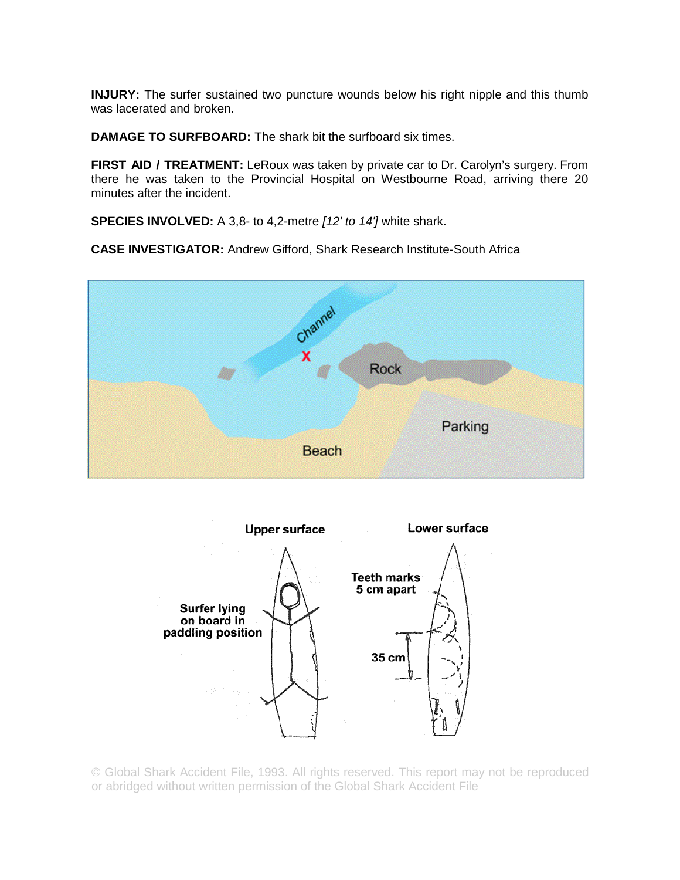**INJURY:** The surfer sustained two puncture wounds below his right nipple and this thumb was lacerated and broken.

**DAMAGE TO SURFBOARD:** The shark bit the surfboard six times.

**FIRST AID / TREATMENT:** LeRoux was taken by private car to Dr. Carolyn's surgery. From there he was taken to the Provincial Hospital on Westbourne Road, arriving there 20 minutes after the incident.

**SPECIES INVOLVED:** A 3,8- to 4,2-metre *[12' to 14']* white shark.

**CASE INVESTIGATOR:** Andrew Gifford, Shark Research Institute-South Africa

© Global Shark Accident File, 1993. All rights reserved. This report may not be reproduced or abridged without written permission of the Global Shark Accident File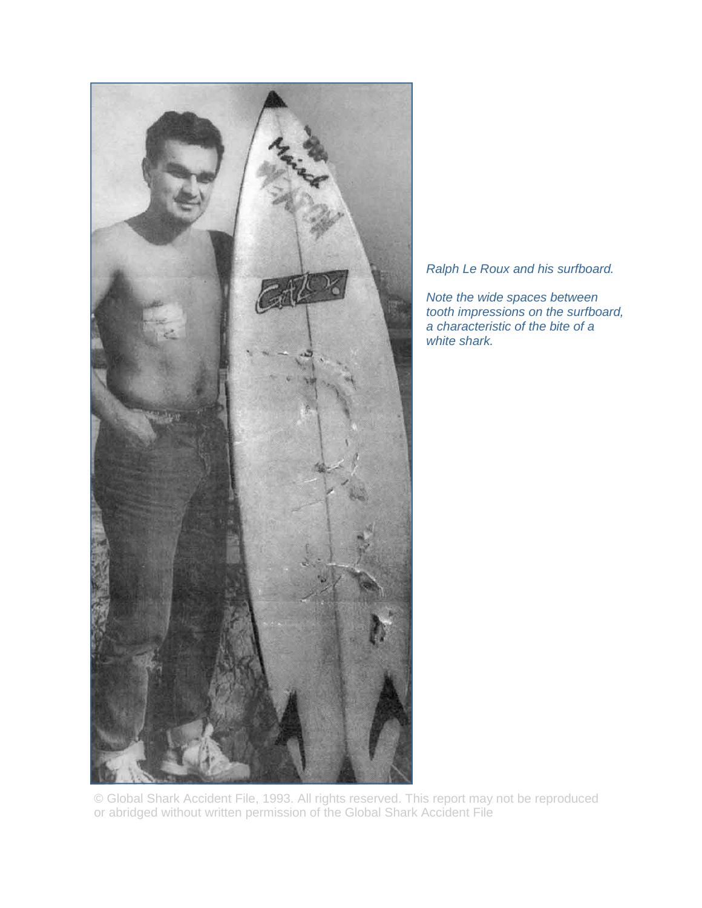*Ralph Le Roux and his surfboard.*

*Note the wide spaces between tooth impressions on the surfboard, a characteristic of the bite of a white shark.*

© Global Shark Accident File, 1993. All rights reserved. This report may not be reproduced or abridged without written permission of the Global Shark Accident File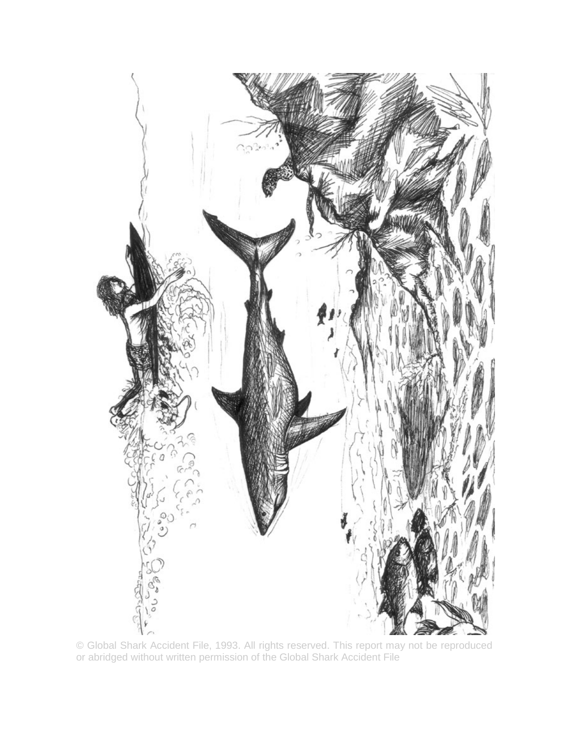© Global Shark Accident File, 1993. All rights reserved. This report may not be reproduced or abridged without written permission of the Global Shark Accident File